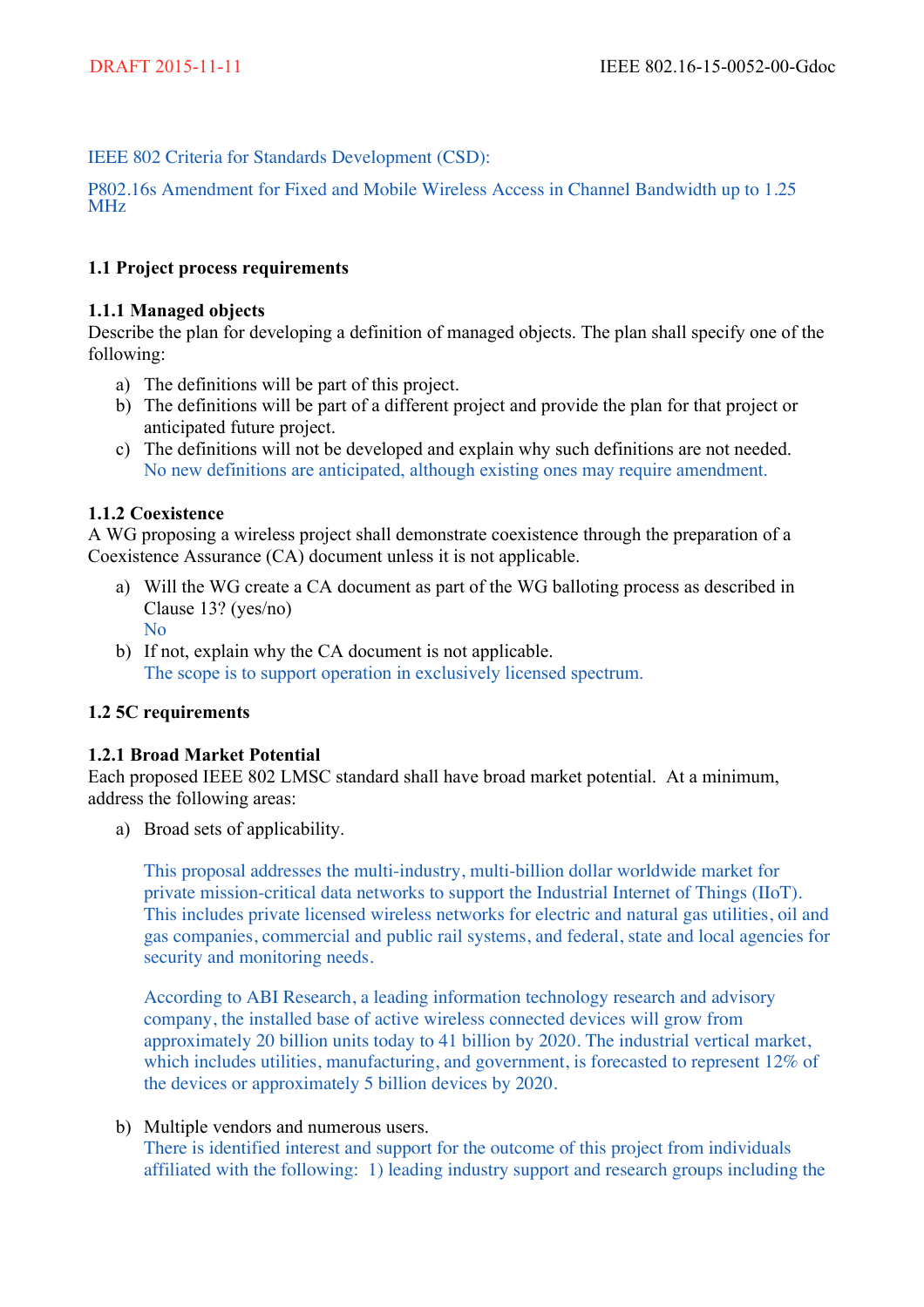IEEE 802 Criteria for Standards Development (CSD):

P802.16s Amendment for Fixed and Mobile Wireless Access in Channel Bandwidth up to 1.25 MHz

### 1.1 Project process requirements

#### 1.1.1 Managed objects

Describe the plan for developing a definition of managed objects. The plan shall specify one of the following:

a) The definitions will be part of this project.
b) The definitions will be part of a different project and provide the plan for that project or anticipated future project.
c) The definitions will not be developed and explain why such definitions are not needed.
   No new definitions are anticipated, although existing ones may require amendment.

#### 1.1.2 Coexistence

A WG proposing a wireless project shall demonstrate coexistence through the preparation of a Coexistence Assurance (CA) document unless it is not applicable.

a) Will the WG create a CA document as part of the WG balloting process as described in Clause 13? (yes/no)
   No
b) If not, explain why the CA document is not applicable.
   The scope is to support operation in exclusively licensed spectrum.

### 1.2 5C requirements

#### 1.2.1 Broad Market Potential

Each proposed IEEE 802 LMSC standard shall have broad market potential. At a minimum, address the following areas:

a) Broad sets of applicability.

   This proposal addresses the multi-industry, multi-billion dollar worldwide market for private mission-critical data networks to support the Industrial Internet of Things (IIoT). This includes private licensed wireless networks for electric and natural gas utilities, oil and gas companies, commercial and public rail systems, and federal, state and local agencies for security and monitoring needs.

   According to ABI Research, a leading information technology research and advisory company, the installed base of active wireless connected devices will grow from approximately 20 billion units today to 41 billion by 2020. The industrial vertical market, which includes utilities, manufacturing, and government, is forecasted to represent 12% of the devices or approximately 5 billion devices by 2020.

b) Multiple vendors and numerous users.
   There is identified interest and support for the outcome of this project from individuals affiliated with the following: 1) leading industry support and research groups including the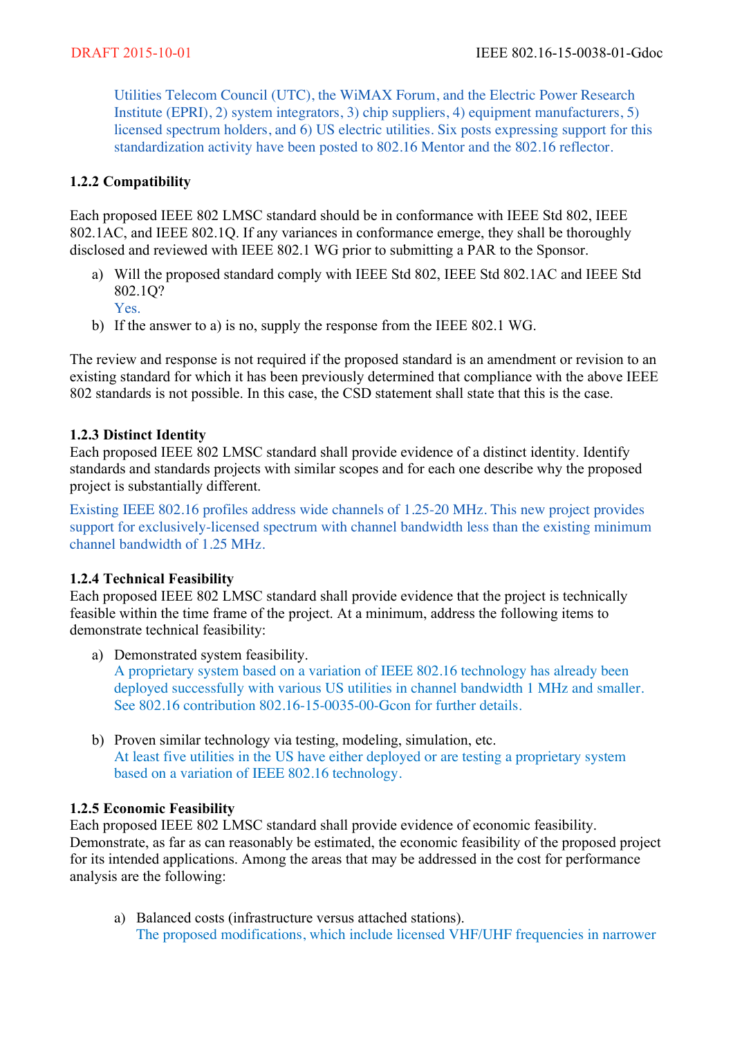Utilities Telecom Council (UTC), the WiMAX Forum, and the Electric Power Research Institute (EPRI), 2) system integrators, 3) chip suppliers, 4) equipment manufacturers, 5) licensed spectrum holders, and 6) US electric utilities. Six posts expressing support for this standardization activity have been posted to 802.16 Mentor and the 802.16 reflector.

### 1.2.2 Compatibility

Each proposed IEEE 802 LMSC standard should be in conformance with IEEE Std 802, IEEE 802.1AC, and IEEE 802.1Q. If any variances in conformance emerge, they shall be thoroughly disclosed and reviewed with IEEE 802.1 WG prior to submitting a PAR to the Sponsor.

a) Will the proposed standard comply with IEEE Std 802, IEEE Std 802.1AC and IEEE Std 802.1Q?
   Yes.
b) If the answer to a) is no, supply the response from the IEEE 802.1 WG.

The review and response is not required if the proposed standard is an amendment or revision to an existing standard for which it has been previously determined that compliance with the above IEEE 802 standards is not possible. In this case, the CSD statement shall state that this is the case.

### 1.2.3 Distinct Identity

Each proposed IEEE 802 LMSC standard shall provide evidence of a distinct identity. Identify standards and standards projects with similar scopes and for each one describe why the proposed project is substantially different.

Existing IEEE 802.16 profiles address wide channels of 1.25-20 MHz. This new project provides support for exclusively-licensed spectrum with channel bandwidth less than the existing minimum channel bandwidth of 1.25 MHz.

### 1.2.4 Technical Feasibility

Each proposed IEEE 802 LMSC standard shall provide evidence that the project is technically feasible within the time frame of the project. At a minimum, address the following items to demonstrate technical feasibility:

a) Demonstrated system feasibility.
   A proprietary system based on a variation of IEEE 802.16 technology has already been deployed successfully with various US utilities in channel bandwidth 1 MHz and smaller. See 802.16 contribution 802.16-15-0035-00-Gcon for further details.

b) Proven similar technology via testing, modeling, simulation, etc.
   At least five utilities in the US have either deployed or are testing a proprietary system based on a variation of IEEE 802.16 technology.

### 1.2.5 Economic Feasibility

Each proposed IEEE 802 LMSC standard shall provide evidence of economic feasibility. Demonstrate, as far as can reasonably be estimated, the economic feasibility of the proposed project for its intended applications. Among the areas that may be addressed in the cost for performance analysis are the following:

a) Balanced costs (infrastructure versus attached stations).
   The proposed modifications, which include licensed VHF/UHF frequencies in narrower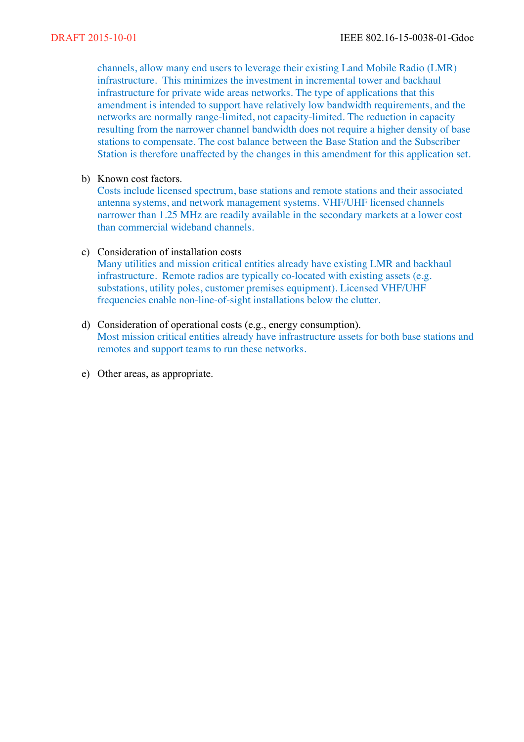channels, allow many end users to leverage their existing Land Mobile Radio (LMR) infrastructure. This minimizes the investment in incremental tower and backhaul infrastructure for private wide areas networks. The type of applications that this amendment is intended to support have relatively low bandwidth requirements, and the networks are normally range-limited, not capacity-limited. The reduction in capacity resulting from the narrower channel bandwidth does not require a higher density of base stations to compensate. The cost balance between the Base Station and the Subscriber Station is therefore unaffected by the changes in this amendment for this application set.

b) Known cost factors.
   Costs include licensed spectrum, base stations and remote stations and their associated antenna systems, and network management systems. VHF/UHF licensed channels narrower than 1.25 MHz are readily available in the secondary markets at a lower cost than commercial wideband channels.

c) Consideration of installation costs
   Many utilities and mission critical entities already have existing LMR and backhaul infrastructure. Remote radios are typically co-located with existing assets (e.g. substations, utility poles, customer premises equipment). Licensed VHF/UHF frequencies enable non-line-of-sight installations below the clutter.

d) Consideration of operational costs (e.g., energy consumption).
   Most mission critical entities already have infrastructure assets for both base stations and remotes and support teams to run these networks.

e) Other areas, as appropriate.